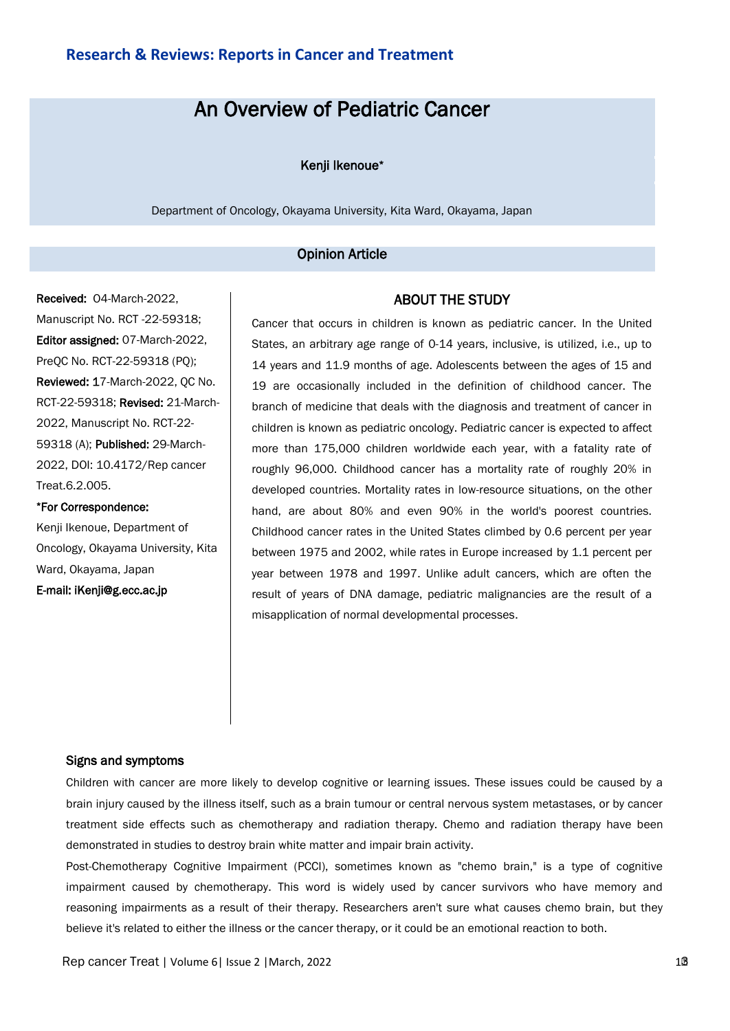**Research & Reviews: Reports in Cancer and Treatment**

# An Overview of Pediatric Cancer

Kenji Ikenoue*

Department of Oncology, Okayama University, Kita Ward, Okayama, Japan

## Opinion Article

**Received:** 04-March-2022, Manuscript No. RCT -22-59318; **Editor assigned:** 07-March-2022, PreQC No. RCT-22-59318 (PQ); **Reviewed:** 17-March-2022, QC No. RCT-22-59318; **Revised:** 21-March-2022, Manuscript No. RCT-22-59318 (A); **Published:** 29-March-2022, DOI: 10.4172/Rep cancer Treat.6.2.005.

**\*For Correspondence:**

Kenji Ikenoue, Department of Oncology, Okayama University, Kita Ward, Okayama, Japan

**E-mail: iKenji@g.ecc.ac.jp**

## ABOUT THE STUDY

Cancer that occurs in children is known as pediatric cancer. In the United States, an arbitrary age range of 0-14 years, inclusive, is utilized, i.e., up to 14 years and 11.9 months of age. Adolescents between the ages of 15 and 19 are occasionally included in the definition of childhood cancer. The branch of medicine that deals with the diagnosis and treatment of cancer in children is known as pediatric oncology. Pediatric cancer is expected to affect more than 175,000 children worldwide each year, with a fatality rate of roughly 96,000. Childhood cancer has a mortality rate of roughly 20% in developed countries. Mortality rates in low-resource situations, on the other hand, are about 80% and even 90% in the world's poorest countries. Childhood cancer rates in the United States climbed by 0.6 percent per year between 1975 and 2002, while rates in Europe increased by 1.1 percent per year between 1978 and 1997. Unlike adult cancers, which are often the result of years of DNA damage, pediatric malignancies are the result of a misapplication of normal developmental processes.

### Signs and symptoms

Children with cancer are more likely to develop cognitive or learning issues. These issues could be caused by a brain injury caused by the illness itself, such as a brain tumour or central nervous system metastases, or by cancer treatment side effects such as chemotherapy and radiation therapy. Chemo and radiation therapy have been demonstrated in studies to destroy brain white matter and impair brain activity.

Post-Chemotherapy Cognitive Impairment (PCCI), sometimes known as "chemo brain," is a type of cognitive impairment caused by chemotherapy. This word is widely used by cancer survivors who have memory and reasoning impairments as a result of their therapy. Researchers aren't sure what causes chemo brain, but they believe it's related to either the illness or the cancer therapy, or it could be an emotional reaction to both.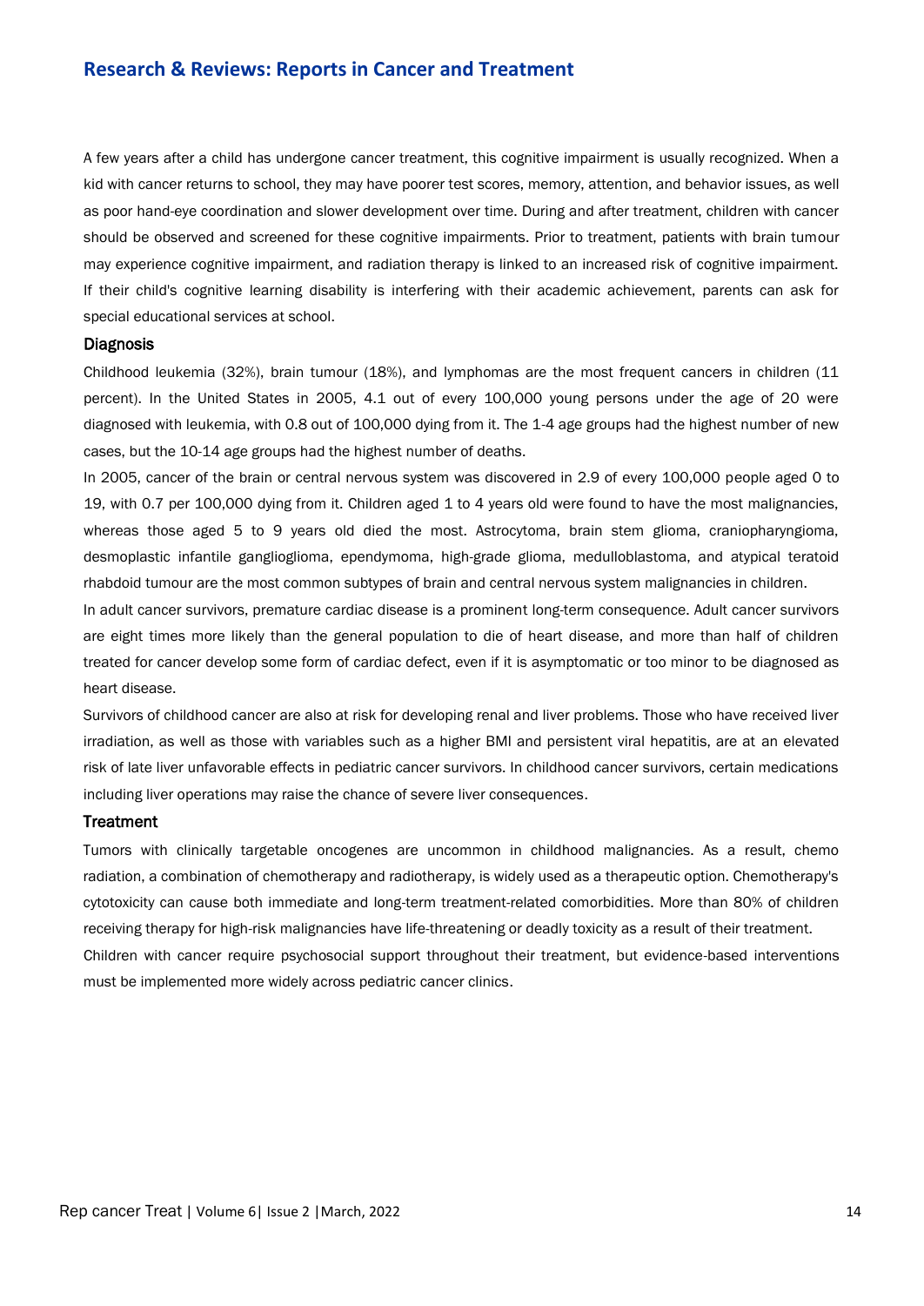A few years after a child has undergone cancer treatment, this cognitive impairment is usually recognized. When a kid with cancer returns to school, they may have poorer test scores, memory, attention, and behavior issues, as well as poor hand-eye coordination and slower development over time. During and after treatment, children with cancer should be observed and screened for these cognitive impairments. Prior to treatment, patients with brain tumour may experience cognitive impairment, and radiation therapy is linked to an increased risk of cognitive impairment. If their child's cognitive learning disability is interfering with their academic achievement, parents can ask for special educational services at school.

## Diagnosis

Childhood leukemia (32%), brain tumour (18%), and lymphomas are the most frequent cancers in children (11 percent). In the United States in 2005, 4.1 out of every 100,000 young persons under the age of 20 were diagnosed with leukemia, with 0.8 out of 100,000 dying from it. The 1-4 age groups had the highest number of new cases, but the 10-14 age groups had the highest number of deaths.

In 2005, cancer of the brain or central nervous system was discovered in 2.9 of every 100,000 people aged 0 to 19, with 0.7 per 100,000 dying from it. Children aged 1 to 4 years old were found to have the most malignancies, whereas those aged 5 to 9 years old died the most. Astrocytoma, brain stem glioma, craniopharyngioma, desmoplastic infantile ganglioglioma, ependymoma, high-grade glioma, medulloblastoma, and atypical teratoid rhabdoid tumour are the most common subtypes of brain and central nervous system malignancies in children.

In adult cancer survivors, premature cardiac disease is a prominent long-term consequence. Adult cancer survivors are eight times more likely than the general population to die of heart disease, and more than half of children treated for cancer develop some form of cardiac defect, even if it is asymptomatic or too minor to be diagnosed as heart disease.

Survivors of childhood cancer are also at risk for developing renal and liver problems. Those who have received liver irradiation, as well as those with variables such as a higher BMI and persistent viral hepatitis, are at an elevated risk of late liver unfavorable effects in pediatric cancer survivors. In childhood cancer survivors, certain medications including liver operations may raise the chance of severe liver consequences.

## Treatment

Tumors with clinically targetable oncogenes are uncommon in childhood malignancies. As a result, chemo radiation, a combination of chemotherapy and radiotherapy, is widely used as a therapeutic option. Chemotherapy's cytotoxicity can cause both immediate and long-term treatment-related comorbidities. More than 80% of children receiving therapy for high-risk malignancies have life-threatening or deadly toxicity as a result of their treatment.

Children with cancer require psychosocial support throughout their treatment, but evidence-based interventions must be implemented more widely across pediatric cancer clinics.